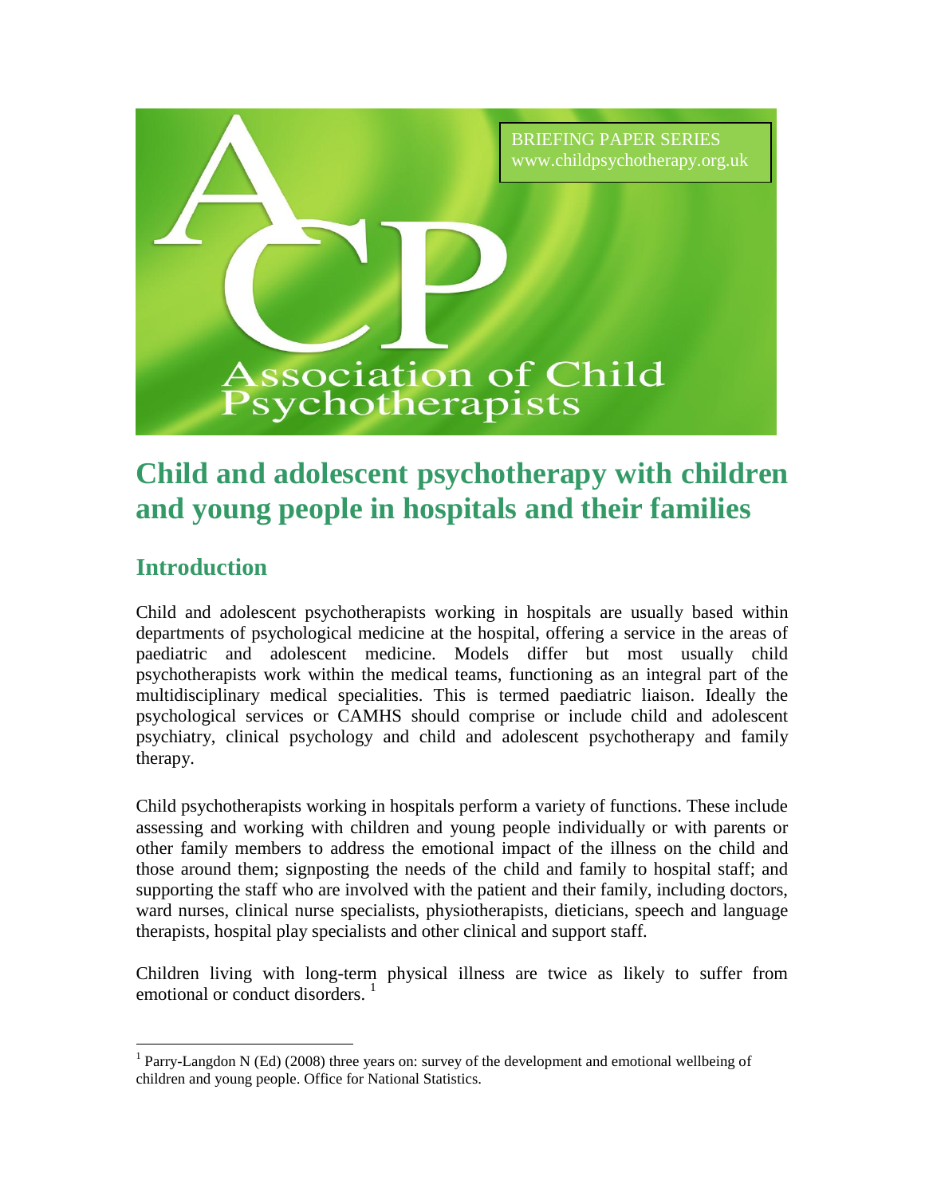BRIEFING PAPER SERIES
www.childpsychotherapy.org.uk

Association of Child Psychotherapists

# Child and adolescent psychotherapy with children and young people in hospitals and their families

## Introduction

Child and adolescent psychotherapists working in hospitals are usually based within departments of psychological medicine at the hospital, offering a service in the areas of paediatric and adolescent medicine. Models differ but most usually child psychotherapists work within the medical teams, functioning as an integral part of the multidisciplinary medical specialities. This is termed paediatric liaison. Ideally the psychological services or CAMHS should comprise or include child and adolescent psychiatry, clinical psychology and child and adolescent psychotherapy and family therapy.

Child psychotherapists working in hospitals perform a variety of functions. These include assessing and working with children and young people individually or with parents or other family members to address the emotional impact of the illness on the child and those around them; signposting the needs of the child and family to hospital staff; and supporting the staff who are involved with the patient and their family, including doctors, ward nurses, clinical nurse specialists, physiotherapists, dieticians, speech and language therapists, hospital play specialists and other clinical and support staff.

Children living with long-term physical illness are twice as likely to suffer from emotional or conduct disorders. [1]

[1] Parry-Langdon N (Ed) (2008) three years on: survey of the development and emotional wellbeing of children and young people. Office for National Statistics.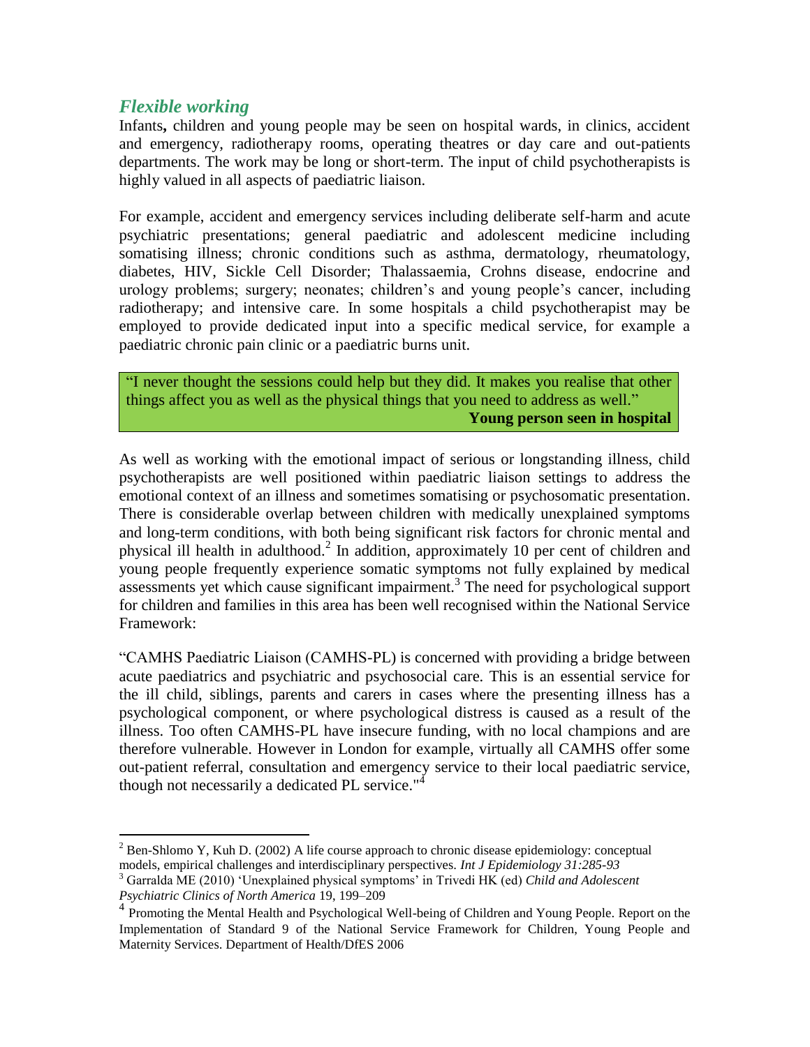## *Flexible working*

Infants**,** children and young people may be seen on hospital wards, in clinics, accident and emergency, radiotherapy rooms, operating theatres or day care and out-patients departments. The work may be long or short-term. The input of child psychotherapists is highly valued in all aspects of paediatric liaison.

For example, accident and emergency services including deliberate self-harm and acute psychiatric presentations; general paediatric and adolescent medicine including somatising illness; chronic conditions such as asthma, dermatology, rheumatology, diabetes, HIV, Sickle Cell Disorder; Thalassaemia, Crohns disease, endocrine and urology problems; surgery; neonates; children's and young people's cancer, including radiotherapy; and intensive care. In some hospitals a child psychotherapist may be employed to provide dedicated input into a specific medical service, for example a paediatric chronic pain clinic or a paediatric burns unit.

> "I never thought the sessions could help but they did. It makes you realise that other things affect you as well as the physical things that you need to address as well."
>
> **Young person seen in hospital**

As well as working with the emotional impact of serious or longstanding illness, child psychotherapists are well positioned within paediatric liaison settings to address the emotional context of an illness and sometimes somatising or psychosomatic presentation. There is considerable overlap between children with medically unexplained symptoms and long-term conditions, with both being significant risk factors for chronic mental and physical ill health in adulthood.[2] In addition, approximately 10 per cent of children and young people frequently experience somatic symptoms not fully explained by medical assessments yet which cause significant impairment.[3] The need for psychological support for children and families in this area has been well recognised within the National Service Framework:

"CAMHS Paediatric Liaison (CAMHS-PL) is concerned with providing a bridge between acute paediatrics and psychiatric and psychosocial care. This is an essential service for the ill child, siblings, parents and carers in cases where the presenting illness has a psychological component, or where psychological distress is caused as a result of the illness. Too often CAMHS-PL have insecure funding, with no local champions and are therefore vulnerable. However in London for example, virtually all CAMHS offer some out-patient referral, consultation and emergency service to their local paediatric service, though not necessarily a dedicated PL service."[4]

---

[2] Ben-Shlomo Y, Kuh D. (2002) A life course approach to chronic disease epidemiology: conceptual models, empirical challenges and interdisciplinary perspectives. *Int J Epidemiology 31:285-93*

[3] Garralda ME (2010) 'Unexplained physical symptoms' in Trivedi HK (ed) *Child and Adolescent Psychiatric Clinics of North America* 19, 199–209

[4] Promoting the Mental Health and Psychological Well-being of Children and Young People. Report on the Implementation of Standard 9 of the National Service Framework for Children, Young People and Maternity Services. Department of Health/DfES 2006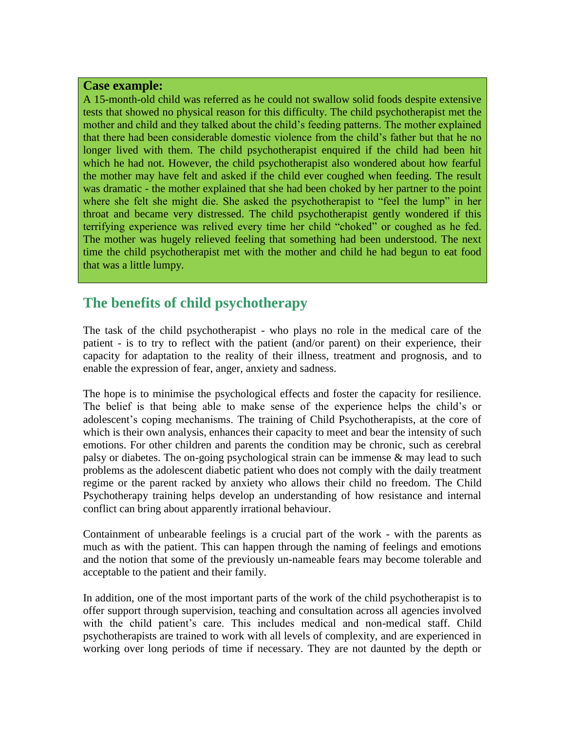**Case example:**

A 15-month-old child was referred as he could not swallow solid foods despite extensive tests that showed no physical reason for this difficulty. The child psychotherapist met the mother and child and they talked about the child's feeding patterns. The mother explained that there had been considerable domestic violence from the child's father but that he no longer lived with them. The child psychotherapist enquired if the child had been hit which he had not. However, the child psychotherapist also wondered about how fearful the mother may have felt and asked if the child ever coughed when feeding. The result was dramatic - the mother explained that she had been choked by her partner to the point where she felt she might die. She asked the psychotherapist to "feel the lump" in her throat and became very distressed. The child psychotherapist gently wondered if this terrifying experience was relived every time her child "choked" or coughed as he fed. The mother was hugely relieved feeling that something had been understood. The next time the child psychotherapist met with the mother and child he had begun to eat food that was a little lumpy.

## The benefits of child psychotherapy

The task of the child psychotherapist - who plays no role in the medical care of the patient - is to try to reflect with the patient (and/or parent) on their experience, their capacity for adaptation to the reality of their illness, treatment and prognosis, and to enable the expression of fear, anger, anxiety and sadness.

The hope is to minimise the psychological effects and foster the capacity for resilience. The belief is that being able to make sense of the experience helps the child's or adolescent's coping mechanisms. The training of Child Psychotherapists, at the core of which is their own analysis, enhances their capacity to meet and bear the intensity of such emotions. For other children and parents the condition may be chronic, such as cerebral palsy or diabetes. The on-going psychological strain can be immense & may lead to such problems as the adolescent diabetic patient who does not comply with the daily treatment regime or the parent racked by anxiety who allows their child no freedom. The Child Psychotherapy training helps develop an understanding of how resistance and internal conflict can bring about apparently irrational behaviour.

Containment of unbearable feelings is a crucial part of the work - with the parents as much as with the patient. This can happen through the naming of feelings and emotions and the notion that some of the previously un-nameable fears may become tolerable and acceptable to the patient and their family.

In addition, one of the most important parts of the work of the child psychotherapist is to offer support through supervision, teaching and consultation across all agencies involved with the child patient's care. This includes medical and non-medical staff. Child psychotherapists are trained to work with all levels of complexity, and are experienced in working over long periods of time if necessary. They are not daunted by the depth or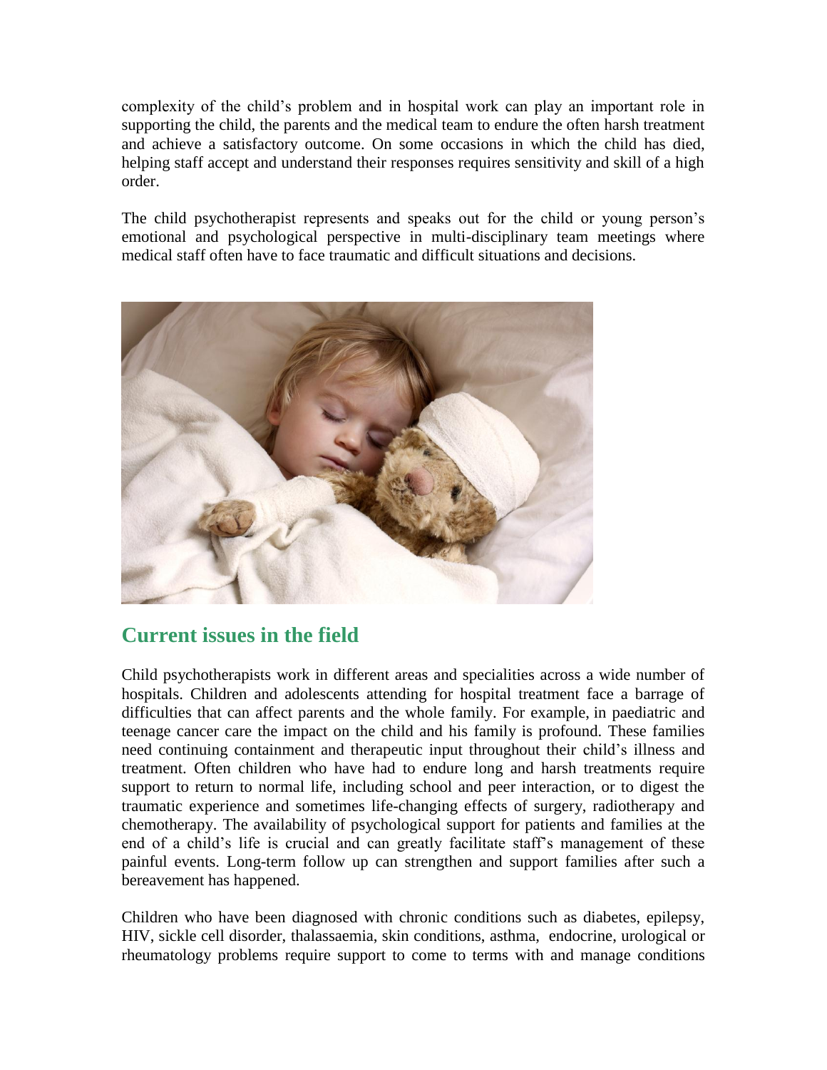complexity of the child's problem and in hospital work can play an important role in supporting the child, the parents and the medical team to endure the often harsh treatment and achieve a satisfactory outcome. On some occasions in which the child has died, helping staff accept and understand their responses requires sensitivity and skill of a high order.

The child psychotherapist represents and speaks out for the child or young person's emotional and psychological perspective in multi-disciplinary team meetings where medical staff often have to face traumatic and difficult situations and decisions.

## Current issues in the field

Child psychotherapists work in different areas and specialities across a wide number of hospitals. Children and adolescents attending for hospital treatment face a barrage of difficulties that can affect parents and the whole family. For example, in paediatric and teenage cancer care the impact on the child and his family is profound. These families need continuing containment and therapeutic input throughout their child's illness and treatment. Often children who have had to endure long and harsh treatments require support to return to normal life, including school and peer interaction, or to digest the traumatic experience and sometimes life-changing effects of surgery, radiotherapy and chemotherapy. The availability of psychological support for patients and families at the end of a child's life is crucial and can greatly facilitate staff's management of these painful events. Long-term follow up can strengthen and support families after such a bereavement has happened.

Children who have been diagnosed with chronic conditions such as diabetes, epilepsy, HIV, sickle cell disorder, thalassaemia, skin conditions, asthma, endocrine, urological or rheumatology problems require support to come to terms with and manage conditions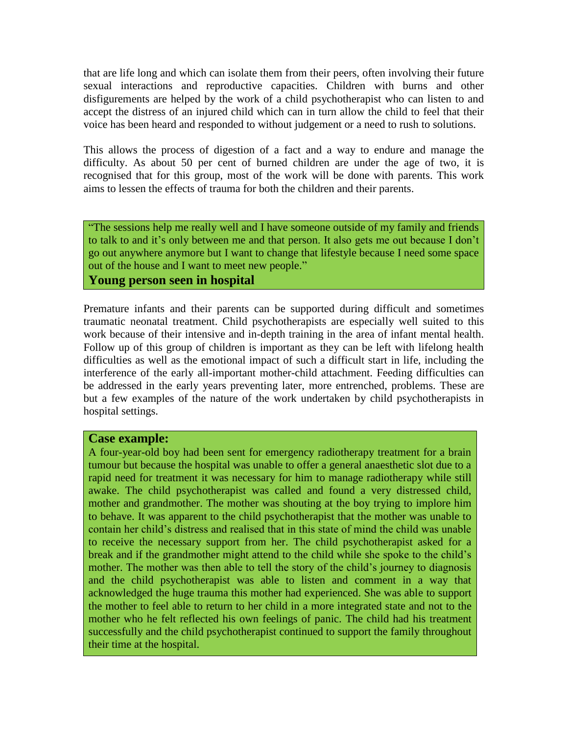that are life long and which can isolate them from their peers, often involving their future sexual interactions and reproductive capacities. Children with burns and other disfigurements are helped by the work of a child psychotherapist who can listen to and accept the distress of an injured child which can in turn allow the child to feel that their voice has been heard and responded to without judgement or a need to rush to solutions.

This allows the process of digestion of a fact and a way to endure and manage the difficulty. As about 50 per cent of burned children are under the age of two, it is recognised that for this group, most of the work will be done with parents. This work aims to lessen the effects of trauma for both the children and their parents.

> "The sessions help me really well and I have someone outside of my family and friends to talk to and it's only between me and that person. It also gets me out because I don't go out anywhere anymore but I want to change that lifestyle because I need some space out of the house and I want to meet new people."
>
> **Young person seen in hospital**

Premature infants and their parents can be supported during difficult and sometimes traumatic neonatal treatment. Child psychotherapists are especially well suited to this work because of their intensive and in-depth training in the area of infant mental health. Follow up of this group of children is important as they can be left with lifelong health difficulties as well as the emotional impact of such a difficult start in life, including the interference of the early all-important mother-child attachment. Feeding difficulties can be addressed in the early years preventing later, more entrenched, problems. These are but a few examples of the nature of the work undertaken by child psychotherapists in hospital settings.

> **Case example:**
>
> A four-year-old boy had been sent for emergency radiotherapy treatment for a brain tumour but because the hospital was unable to offer a general anaesthetic slot due to a rapid need for treatment it was necessary for him to manage radiotherapy while still awake. The child psychotherapist was called and found a very distressed child, mother and grandmother. The mother was shouting at the boy trying to implore him to behave. It was apparent to the child psychotherapist that the mother was unable to contain her child's distress and realised that in this state of mind the child was unable to receive the necessary support from her. The child psychotherapist asked for a break and if the grandmother might attend to the child while she spoke to the child's mother. The mother was then able to tell the story of the child's journey to diagnosis and the child psychotherapist was able to listen and comment in a way that acknowledged the huge trauma this mother had experienced. She was able to support the mother to feel able to return to her child in a more integrated state and not to the mother who he felt reflected his own feelings of panic. The child had his treatment successfully and the child psychotherapist continued to support the family throughout their time at the hospital.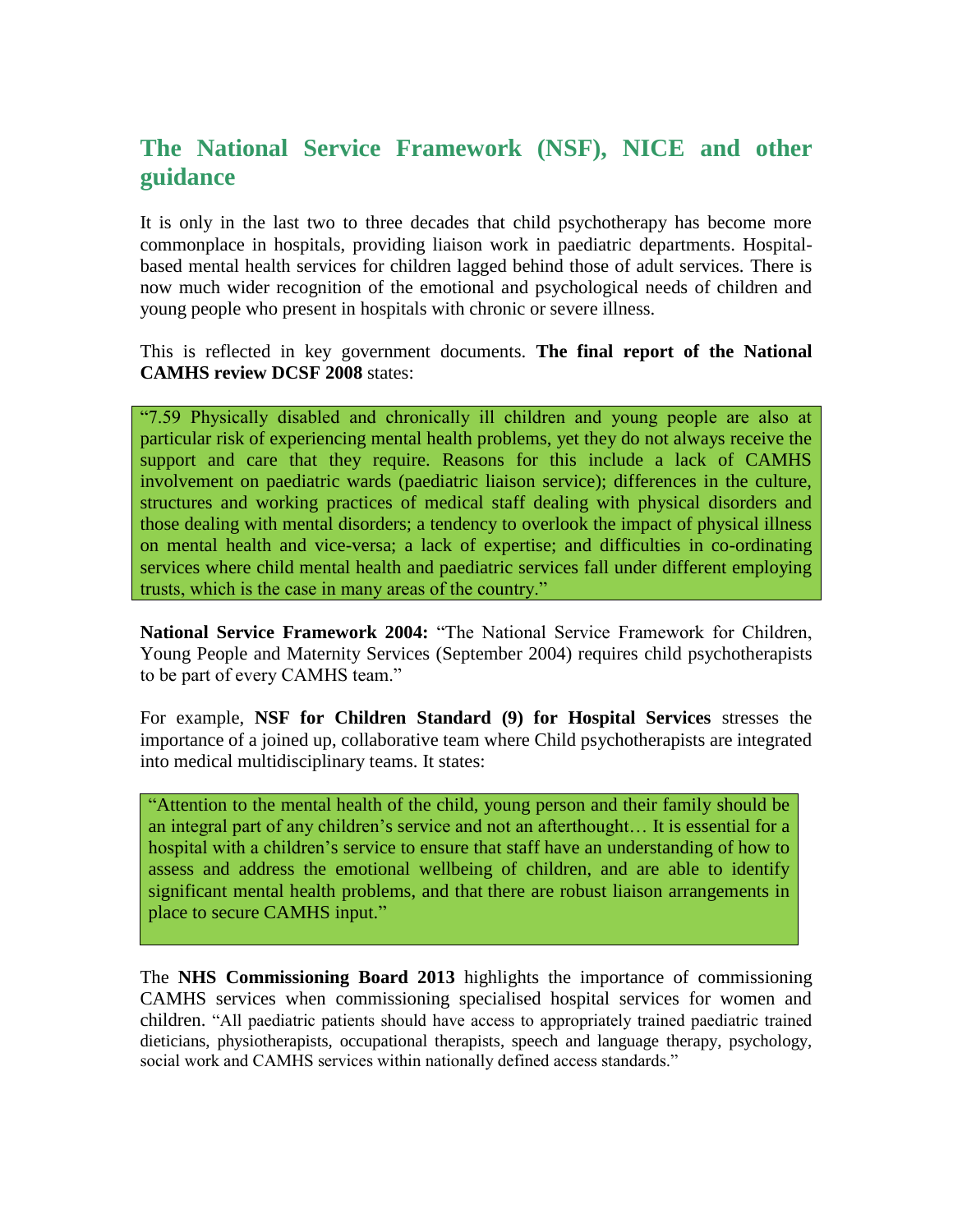## The National Service Framework (NSF), NICE and other guidance

It is only in the last two to three decades that child psychotherapy has become more commonplace in hospitals, providing liaison work in paediatric departments. Hospital-based mental health services for children lagged behind those of adult services. There is now much wider recognition of the emotional and psychological needs of children and young people who present in hospitals with chronic or severe illness.

This is reflected in key government documents. **The final report of the National CAMHS review DCSF 2008** states:

> "7.59 Physically disabled and chronically ill children and young people are also at particular risk of experiencing mental health problems, yet they do not always receive the support and care that they require. Reasons for this include a lack of CAMHS involvement on paediatric wards (paediatric liaison service); differences in the culture, structures and working practices of medical staff dealing with physical disorders and those dealing with mental disorders; a tendency to overlook the impact of physical illness on mental health and vice-versa; a lack of expertise; and difficulties in co-ordinating services where child mental health and paediatric services fall under different employing trusts, which is the case in many areas of the country."

**National Service Framework 2004:** "The National Service Framework for Children, Young People and Maternity Services (September 2004) requires child psychotherapists to be part of every CAMHS team."

For example, **NSF for Children Standard (9) for Hospital Services** stresses the importance of a joined up, collaborative team where Child psychotherapists are integrated into medical multidisciplinary teams. It states:

> "Attention to the mental health of the child, young person and their family should be an integral part of any children's service and not an afterthought… It is essential for a hospital with a children's service to ensure that staff have an understanding of how to assess and address the emotional wellbeing of children, and are able to identify significant mental health problems, and that there are robust liaison arrangements in place to secure CAMHS input."

The **NHS Commissioning Board 2013** highlights the importance of commissioning CAMHS services when commissioning specialised hospital services for women and children. "All paediatric patients should have access to appropriately trained paediatric trained dieticians, physiotherapists, occupational therapists, speech and language therapy, psychology, social work and CAMHS services within nationally defined access standards."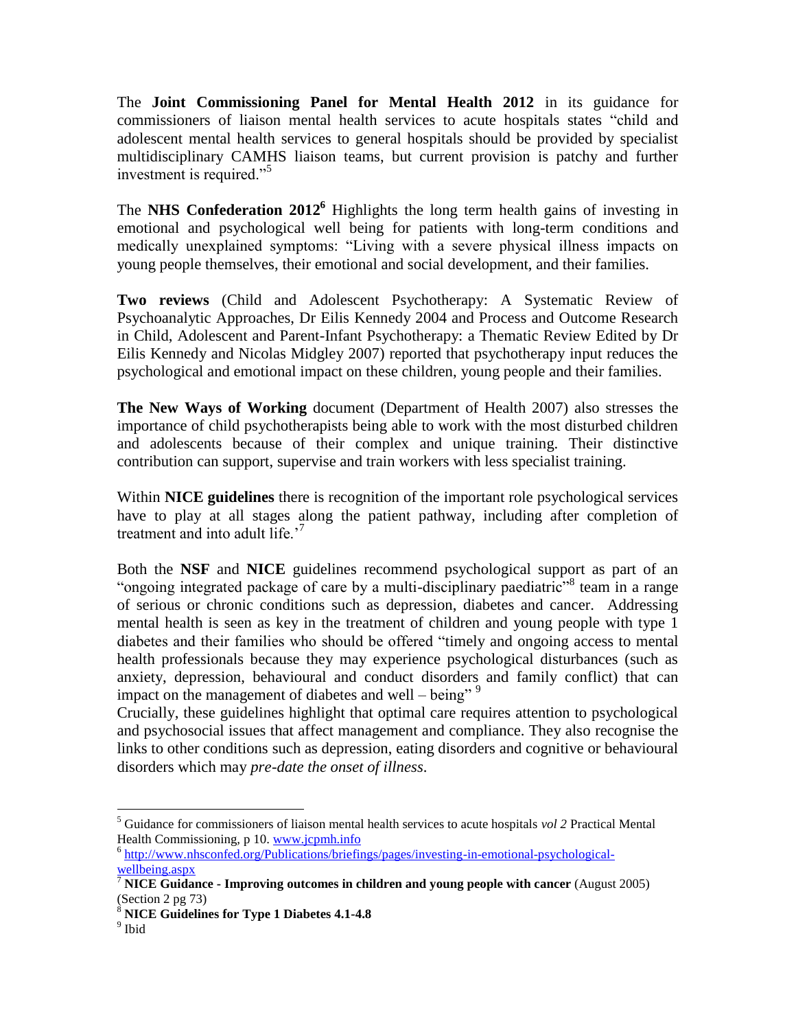The **Joint Commissioning Panel for Mental Health 2012** in its guidance for commissioners of liaison mental health services to acute hospitals states "child and adolescent mental health services to general hospitals should be provided by specialist multidisciplinary CAMHS liaison teams, but current provision is patchy and further investment is required."[5]

The **NHS Confederation 2012**[6] Highlights the long term health gains of investing in emotional and psychological well being for patients with long-term conditions and medically unexplained symptoms: "Living with a severe physical illness impacts on young people themselves, their emotional and social development, and their families.

**Two reviews** (Child and Adolescent Psychotherapy: A Systematic Review of Psychoanalytic Approaches, Dr Eilis Kennedy 2004 and Process and Outcome Research in Child, Adolescent and Parent-Infant Psychotherapy: a Thematic Review Edited by Dr Eilis Kennedy and Nicolas Midgley 2007) reported that psychotherapy input reduces the psychological and emotional impact on these children, young people and their families.

**The New Ways of Working** document (Department of Health 2007) also stresses the importance of child psychotherapists being able to work with the most disturbed children and adolescents because of their complex and unique training. Their distinctive contribution can support, supervise and train workers with less specialist training.

Within **NICE guidelines** there is recognition of the important role psychological services have to play at all stages along the patient pathway, including after completion of treatment and into adult life.'[7]

Both the **NSF** and **NICE** guidelines recommend psychological support as part of an "ongoing integrated package of care by a multi-disciplinary paediatric"[8] team in a range of serious or chronic conditions such as depression, diabetes and cancer. Addressing mental health is seen as key in the treatment of children and young people with type 1 diabetes and their families who should be offered "timely and ongoing access to mental health professionals because they may experience psychological disturbances (such as anxiety, depression, behavioural and conduct disorders and family conflict) that can impact on the management of diabetes and well – being" [9]
Crucially, these guidelines highlight that optimal care requires attention to psychological and psychosocial issues that affect management and compliance. They also recognise the links to other conditions such as depression, eating disorders and cognitive or behavioural disorders which may *pre-date the onset of illness*.

---

[5] Guidance for commissioners of liaison mental health services to acute hospitals *vol 2* Practical Mental Health Commissioning, p 10. www.jcpmh.info

[6] http://www.nhsconfed.org/Publications/briefings/pages/investing-in-emotional-psychological-wellbeing.aspx

[7] **NICE Guidance - Improving outcomes in children and young people with cancer** (August 2005) (Section 2 pg 73)

[8] **NICE Guidelines for Type 1 Diabetes 4.1-4.8**

[9] Ibid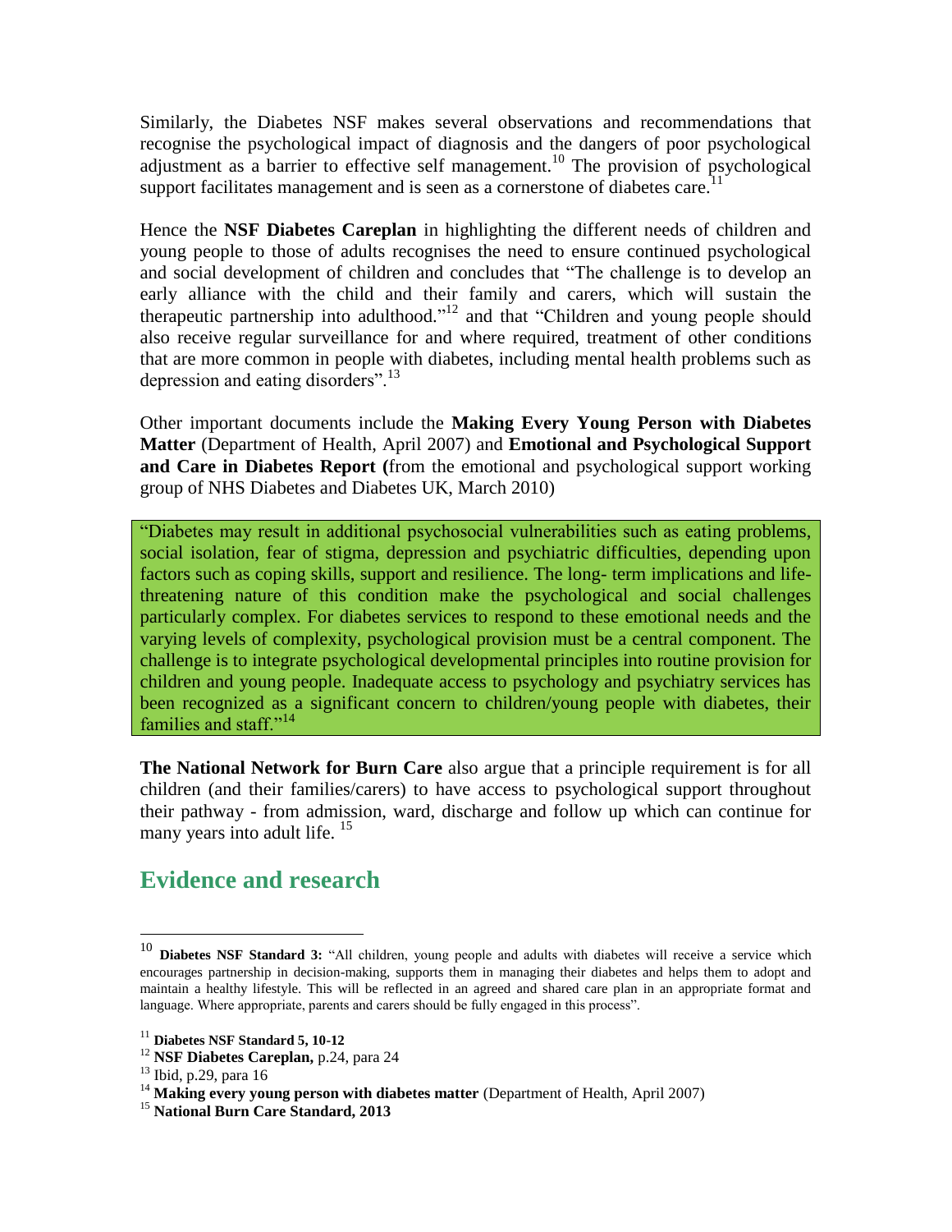Similarly, the Diabetes NSF makes several observations and recommendations that recognise the psychological impact of diagnosis and the dangers of poor psychological adjustment as a barrier to effective self management.[10] The provision of psychological support facilitates management and is seen as a cornerstone of diabetes care.[11]

Hence the **NSF Diabetes Careplan** in highlighting the different needs of children and young people to those of adults recognises the need to ensure continued psychological and social development of children and concludes that "The challenge is to develop an early alliance with the child and their family and carers, which will sustain the therapeutic partnership into adulthood."[12] and that "Children and young people should also receive regular surveillance for and where required, treatment of other conditions that are more common in people with diabetes, including mental health problems such as depression and eating disorders".[13]

Other important documents include the **Making Every Young Person with Diabetes Matter** (Department of Health, April 2007) and **Emotional and Psychological Support and Care in Diabetes Report (**from the emotional and psychological support working group of NHS Diabetes and Diabetes UK, March 2010)

> "Diabetes may result in additional psychosocial vulnerabilities such as eating problems, social isolation, fear of stigma, depression and psychiatric difficulties, depending upon factors such as coping skills, support and resilience. The long- term implications and life-threatening nature of this condition make the psychological and social challenges particularly complex. For diabetes services to respond to these emotional needs and the varying levels of complexity, psychological provision must be a central component. The challenge is to integrate psychological developmental principles into routine provision for children and young people. Inadequate access to psychology and psychiatry services has been recognized as a significant concern to children/young people with diabetes, their families and staff."[14]

**The National Network for Burn Care** also argue that a principle requirement is for all children (and their families/carers) to have access to psychological support throughout their pathway - from admission, ward, discharge and follow up which can continue for many years into adult life. [15]

## Evidence and research

---

[10] **Diabetes NSF Standard 3:** "All children, young people and adults with diabetes will receive a service which encourages partnership in decision-making, supports them in managing their diabetes and helps them to adopt and maintain a healthy lifestyle. This will be reflected in an agreed and shared care plan in an appropriate format and language. Where appropriate, parents and carers should be fully engaged in this process".

[11] **Diabetes NSF Standard 5, 10-12**

[12] **NSF Diabetes Careplan,** p.24, para 24

[13] Ibid, p.29, para 16

[14] **Making every young person with diabetes matter** (Department of Health, April 2007)

[15] **National Burn Care Standard, 2013**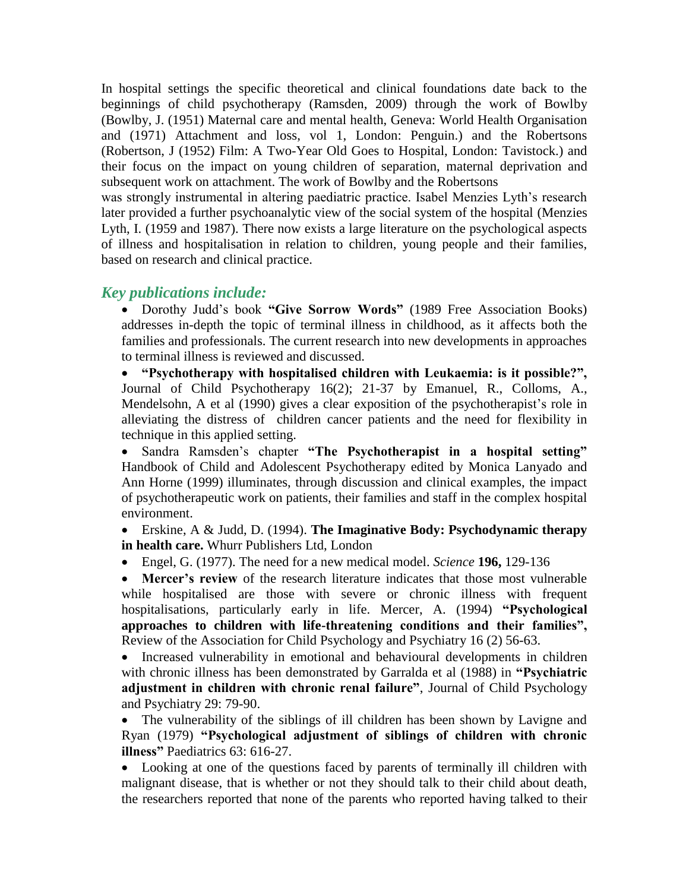In hospital settings the specific theoretical and clinical foundations date back to the beginnings of child psychotherapy (Ramsden, 2009) through the work of Bowlby (Bowlby, J. (1951) Maternal care and mental health, Geneva: World Health Organisation and (1971) Attachment and loss, vol 1, London: Penguin.) and the Robertsons (Robertson, J (1952) Film: A Two-Year Old Goes to Hospital, London: Tavistock.) and their focus on the impact on young children of separation, maternal deprivation and subsequent work on attachment. The work of Bowlby and the Robertsons was strongly instrumental in altering paediatric practice. Isabel Menzies Lyth's research later provided a further psychoanalytic view of the social system of the hospital (Menzies Lyth, I. (1959 and 1987). There now exists a large literature on the psychological aspects of illness and hospitalisation in relation to children, young people and their families, based on research and clinical practice.

## *Key publications include:*

- Dorothy Judd's book **"Give Sorrow Words"** (1989 Free Association Books) addresses in-depth the topic of terminal illness in childhood, as it affects both the families and professionals. The current research into new developments in approaches to terminal illness is reviewed and discussed.
- **"Psychotherapy with hospitalised children with Leukaemia: is it possible?",** Journal of Child Psychotherapy 16(2); 21-37 by Emanuel, R., Colloms, A., Mendelsohn, A et al (1990) gives a clear exposition of the psychotherapist's role in alleviating the distress of children cancer patients and the need for flexibility in technique in this applied setting.
- Sandra Ramsden's chapter **"The Psychotherapist in a hospital setting"** Handbook of Child and Adolescent Psychotherapy edited by Monica Lanyado and Ann Horne (1999) illuminates, through discussion and clinical examples, the impact of psychotherapeutic work on patients, their families and staff in the complex hospital environment.
- Erskine, A & Judd, D. (1994). **The Imaginative Body: Psychodynamic therapy in health care.** Whurr Publishers Ltd, London
- Engel, G. (1977). The need for a new medical model. *Science* **196,** 129-136
- **Mercer's review** of the research literature indicates that those most vulnerable while hospitalised are those with severe or chronic illness with frequent hospitalisations, particularly early in life. Mercer, A. (1994) **"Psychological approaches to children with life-threatening conditions and their families",** Review of the Association for Child Psychology and Psychiatry 16 (2) 56-63.
- Increased vulnerability in emotional and behavioural developments in children with chronic illness has been demonstrated by Garralda et al (1988) in **"Psychiatric adjustment in children with chronic renal failure"**, Journal of Child Psychology and Psychiatry 29: 79-90.
- The vulnerability of the siblings of ill children has been shown by Lavigne and Ryan (1979) **"Psychological adjustment of siblings of children with chronic illness"** Paediatrics 63: 616-27.
- Looking at one of the questions faced by parents of terminally ill children with malignant disease, that is whether or not they should talk to their child about death, the researchers reported that none of the parents who reported having talked to their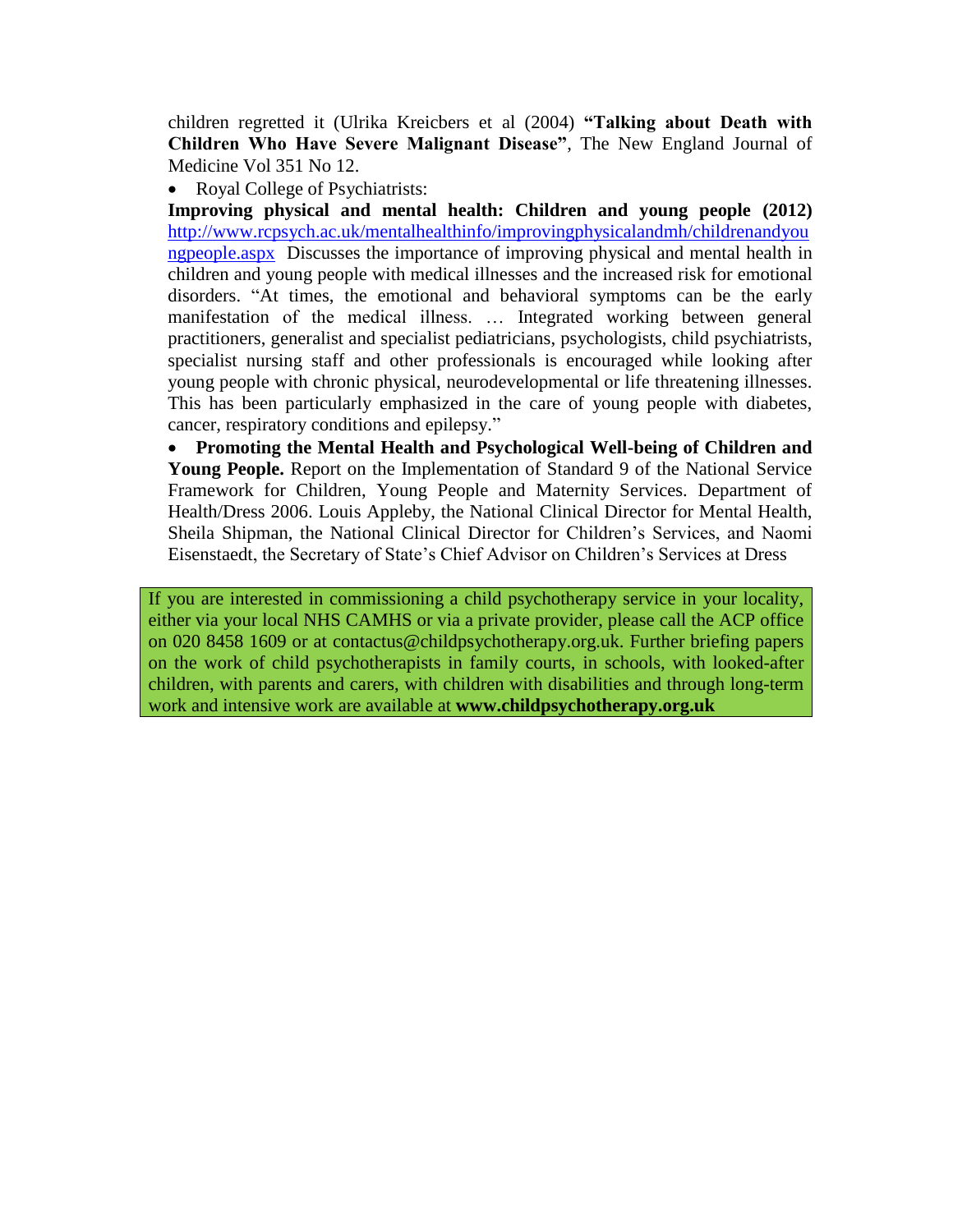children regretted it (Ulrika Kreicbers et al (2004) **"Talking about Death with Children Who Have Severe Malignant Disease"**, The New England Journal of Medicine Vol 351 No 12.

- Royal College of Psychiatrists:

**Improving physical and mental health: Children and young people (2012)** http://www.rcpsych.ac.uk/mentalhealthinfo/improvingphysicalandmh/childrenandyoungpeople.aspx Discusses the importance of improving physical and mental health in children and young people with medical illnesses and the increased risk for emotional disorders. "At times, the emotional and behavioral symptoms can be the early manifestation of the medical illness. … Integrated working between general practitioners, generalist and specialist pediatricians, psychologists, child psychiatrists, specialist nursing staff and other professionals is encouraged while looking after young people with chronic physical, neurodevelopmental or life threatening illnesses. This has been particularly emphasized in the care of young people with diabetes, cancer, respiratory conditions and epilepsy."

- **Promoting the Mental Health and Psychological Well-being of Children and Young People.** Report on the Implementation of Standard 9 of the National Service Framework for Children, Young People and Maternity Services. Department of Health/Dress 2006. Louis Appleby, the National Clinical Director for Mental Health, Sheila Shipman, the National Clinical Director for Children's Services, and Naomi Eisenstaedt, the Secretary of State's Chief Advisor on Children's Services at Dress

If you are interested in commissioning a child psychotherapy service in your locality, either via your local NHS CAMHS or via a private provider, please call the ACP office on 020 8458 1609 or at contactus@childpsychotherapy.org.uk. Further briefing papers on the work of child psychotherapists in family courts, in schools, with looked-after children, with parents and carers, with children with disabilities and through long-term work and intensive work are available at **www.childpsychotherapy.org.uk**